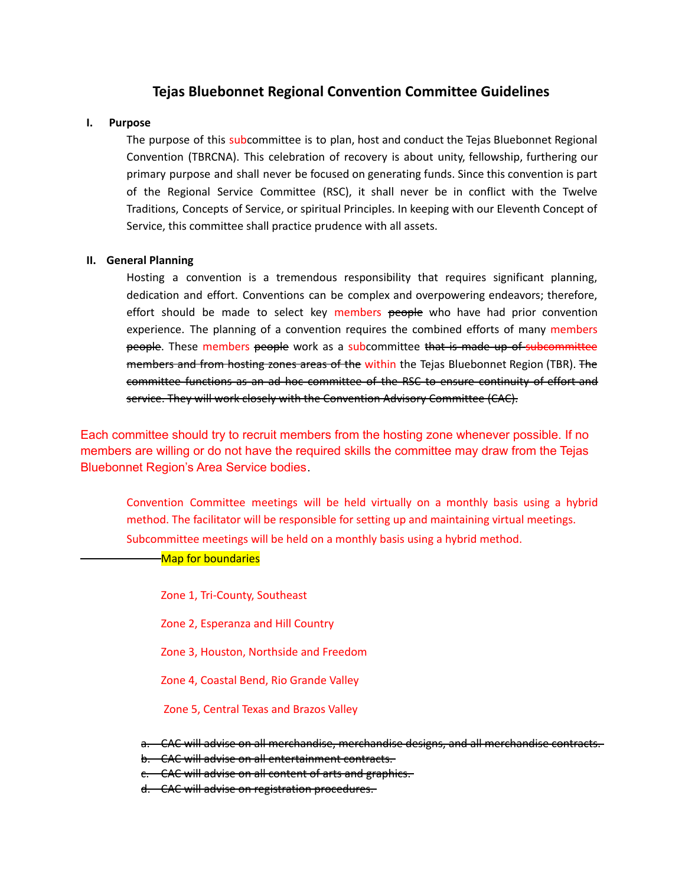# Tejas Bluebonnet Regional Convention Committee Guidelines

## I. Purpose

The purpose of this subcommittee is to plan, host and conduct the Tejas Bluebonnet Regional Convention (TBRCNA). This celebration of recovery is about unity, fellowship, furthering our primary purpose and shall never be focused on generating funds. Since this convention is part of the Regional Service Committee (RSC), it shall never be in conflict with the Twelve Traditions, Concepts of Service, or spiritual Principles. In keeping with our Eleventh Concept of Service, this committee shall practice prudence with all assets.

## II. General Planning

Hosting a convention is a tremendous responsibility that requires significant planning, dedication and effort. Conventions can be complex and overpowering endeavors; therefore, effort should be made to select key members ~~people~~ who have had prior convention experience. The planning of a convention requires the combined efforts of many members ~~people~~. These members ~~people~~ work as a subcommittee ~~that is made up of subcommittee members and from hosting zones areas of the~~ within the Tejas Bluebonnet Region (TBR). ~~The committee functions as an ad-hoc committee of the RSC to ensure continuity of effort and service. They will work closely with the Convention Advisory Committee (CAC).~~

Each committee should try to recruit members from the hosting zone whenever possible. If no members are willing or do not have the required skills the committee may draw from the Tejas Bluebonnet Region's Area Service bodies.

Convention Committee meetings will be held virtually on a monthly basis using a hybrid method. The facilitator will be responsible for setting up and maintaining virtual meetings. Subcommittee meetings will be held on a monthly basis using a hybrid method.

Map for boundaries

Zone 1, Tri-County, Southeast

Zone 2, Esperanza and Hill Country

Zone 3, Houston, Northside and Freedom

Zone 4, Coastal Bend, Rio Grande Valley

Zone 5, Central Texas and Brazos Valley

a. ~~CAC will advise on all merchandise, merchandise designs, and all merchandise contracts.~~
b. ~~CAC will advise on all entertainment contracts.~~
c. ~~CAC will advise on all content of arts and graphics.~~
d. ~~CAC will advise on registration procedures.~~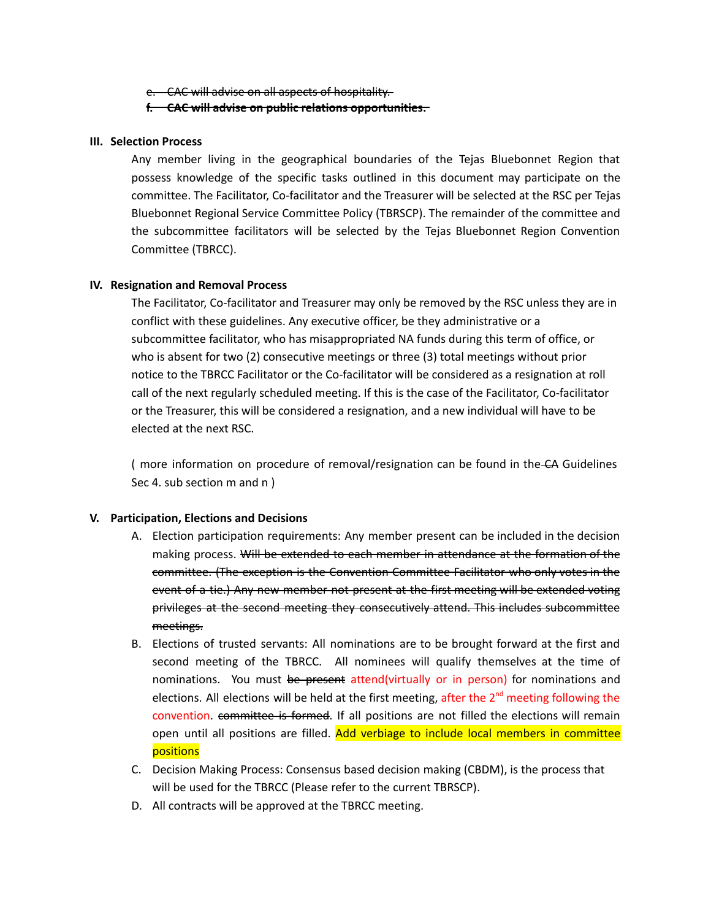e. ~~CAC will advise on all aspects of hospitality.~~

f. ~~**CAC will advise on public relations opportunities.**~~

## III. Selection Process

Any member living in the geographical boundaries of the Tejas Bluebonnet Region that possess knowledge of the specific tasks outlined in this document may participate on the committee. The Facilitator, Co-facilitator and the Treasurer will be selected at the RSC per Tejas Bluebonnet Regional Service Committee Policy (TBRSCP). The remainder of the committee and the subcommittee facilitators will be selected by the Tejas Bluebonnet Region Convention Committee (TBRCC).

## IV. Resignation and Removal Process

The Facilitator, Co-facilitator and Treasurer may only be removed by the RSC unless they are in conflict with these guidelines. Any executive officer, be they administrative or a subcommittee facilitator, who has misappropriated NA funds during this term of office, or who is absent for two (2) consecutive meetings or three (3) total meetings without prior notice to the TBRCC Facilitator or the Co-facilitator will be considered as a resignation at roll call of the next regularly scheduled meeting. If this is the case of the Facilitator, Co-facilitator or the Treasurer, this will be considered a resignation, and a new individual will have to be elected at the next RSC.

( more information on procedure of removal/resignation can be found in the ~~CA~~ Guidelines Sec 4. sub section m and n )

## V. Participation, Elections and Decisions

A. Election participation requirements: Any member present can be included in the decision making process. ~~Will be extended to each member in attendance at the formation of the committee. (The exception is the Convention Committee Facilitator who only votes in the event of a tie.) Any new member not present at the first meeting will be extended voting privileges at the second meeting they consecutively attend. This includes subcommittee meetings.~~

B. Elections of trusted servants: All nominations are to be brought forward at the first and second meeting of the TBRCC. All nominees will qualify themselves at the time of nominations. You must ~~be present~~ attend(virtually or in person) for nominations and elections. All elections will be held at the first meeting, after the 2nd meeting following the convention. ~~committee is formed~~. If all positions are not filled the elections will remain open until all positions are filled. Add verbiage to include local members in committee positions

C. Decision Making Process: Consensus based decision making (CBDM), is the process that will be used for the TBRCC (Please refer to the current TBRSCP).

D. All contracts will be approved at the TBRCC meeting.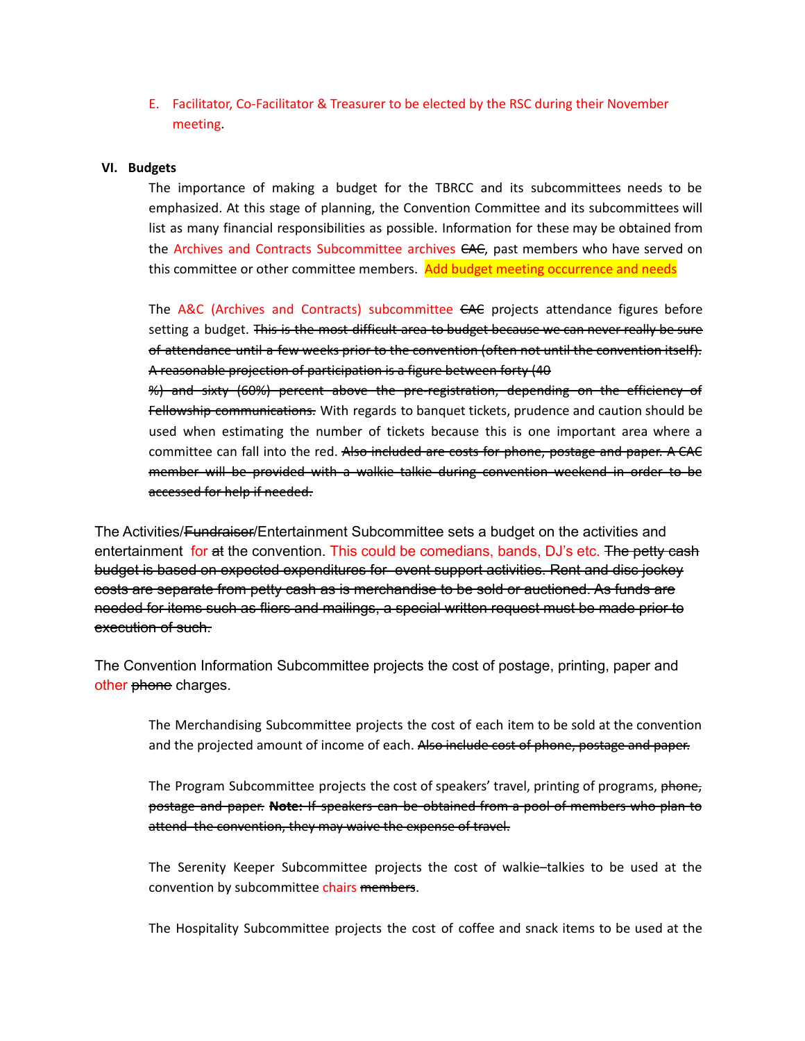E. Facilitator, Co-Facilitator & Treasurer to be elected by the RSC during their November meeting.

## VI. Budgets

The importance of making a budget for the TBRCC and its subcommittees needs to be emphasized. At this stage of planning, the Convention Committee and its subcommittees will list as many financial responsibilities as possible. Information for these may be obtained from the Archives and Contracts Subcommittee archives ~~CAC~~, past members who have served on this committee or other committee members. Add budget meeting occurrence and needs

The A&C (Archives and Contracts) subcommittee ~~CAC~~ projects attendance figures before setting a budget. ~~This is the most difficult area to budget because we can never really be sure of attendance until a few weeks prior to the convention (often not until the convention itself). A reasonable projection of participation is a figure between forty (40 %) and sixty (60%) percent above the pre-registration, depending on the efficiency of Fellowship communications.~~ With regards to banquet tickets, prudence and caution should be used when estimating the number of tickets because this is one important area where a committee can fall into the red. ~~Also included are costs for phone, postage and paper. A CAC member will be provided with a walkie talkie during convention weekend in order to be accessed for help if needed.~~

The Activities/~~Fundraiser~~/Entertainment Subcommittee sets a budget on the activities and entertainment for ~~at~~ the convention. This could be comedians, bands, DJ's etc. ~~The petty cash budget is based on expected expenditures for event support activities. Rent and disc jockey costs are separate from petty cash as is merchandise to be sold or auctioned. As funds are needed for items such as fliers and mailings, a special written request must be made prior to execution of such.~~

The Convention Information Subcommittee projects the cost of postage, printing, paper and other ~~phone~~ charges.

The Merchandising Subcommittee projects the cost of each item to be sold at the convention and the projected amount of income of each. ~~Also include cost of phone, postage and paper.~~

The Program Subcommittee projects the cost of speakers' travel, printing of programs, ~~phone, postage and paper.~~ ~~**Note:** If speakers can be obtained from a pool of members who plan to attend the convention, they may waive the expense of travel.~~

The Serenity Keeper Subcommittee projects the cost of walkie–talkies to be used at the convention by subcommittee chairs ~~members~~.

The Hospitality Subcommittee projects the cost of coffee and snack items to be used at the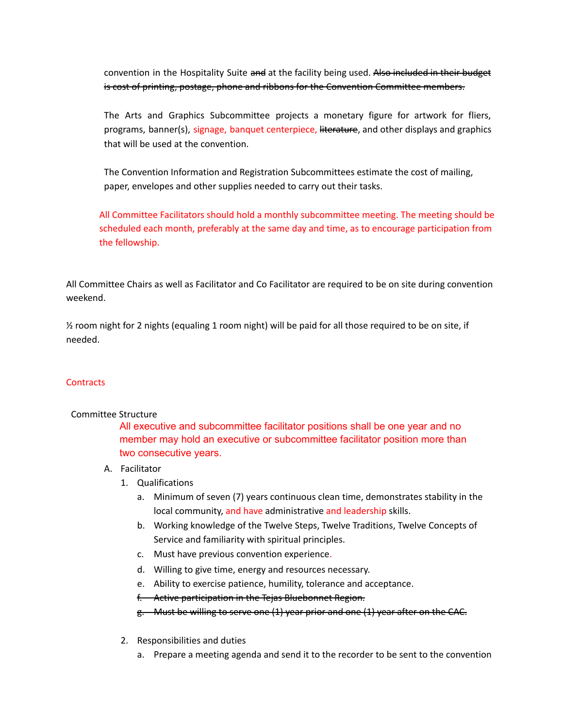convention in the Hospitality Suite ~~and~~ at the facility being used. ~~Also included in their budget is cost of printing, postage, phone and ribbons for the Convention Committee members.~~

The Arts and Graphics Subcommittee projects a monetary figure for artwork for fliers, programs, banner(s), signage, banquet centerpiece, ~~literature~~, and other displays and graphics that will be used at the convention.

The Convention Information and Registration Subcommittees estimate the cost of mailing, paper, envelopes and other supplies needed to carry out their tasks.

All Committee Facilitators should hold a monthly subcommittee meeting. The meeting should be scheduled each month, preferably at the same day and time, as to encourage participation from the fellowship.

All Committee Chairs as well as Facilitator and Co Facilitator are required to be on site during convention weekend.

½ room night for 2 nights (equaling 1 room night) will be paid for all those required to be on site, if needed.

Contracts

Committee Structure

All executive and subcommittee facilitator positions shall be one year and no member may hold an executive or subcommittee facilitator position more than two consecutive years.

A. Facilitator
   1. Qualifications
      a. Minimum of seven (7) years continuous clean time, demonstrates stability in the local community, and have administrative and leadership skills.
      b. Working knowledge of the Twelve Steps, Twelve Traditions, Twelve Concepts of Service and familiarity with spiritual principles.
      c. Must have previous convention experience.
      d. Willing to give time, energy and resources necessary.
      e. Ability to exercise patience, humility, tolerance and acceptance.
      f. ~~Active participation in the Tejas Bluebonnet Region.~~
      g. ~~Must be willing to serve one (1) year prior and one (1) year after on the CAC.~~
   2. Responsibilities and duties
      a. Prepare a meeting agenda and send it to the recorder to be sent to the convention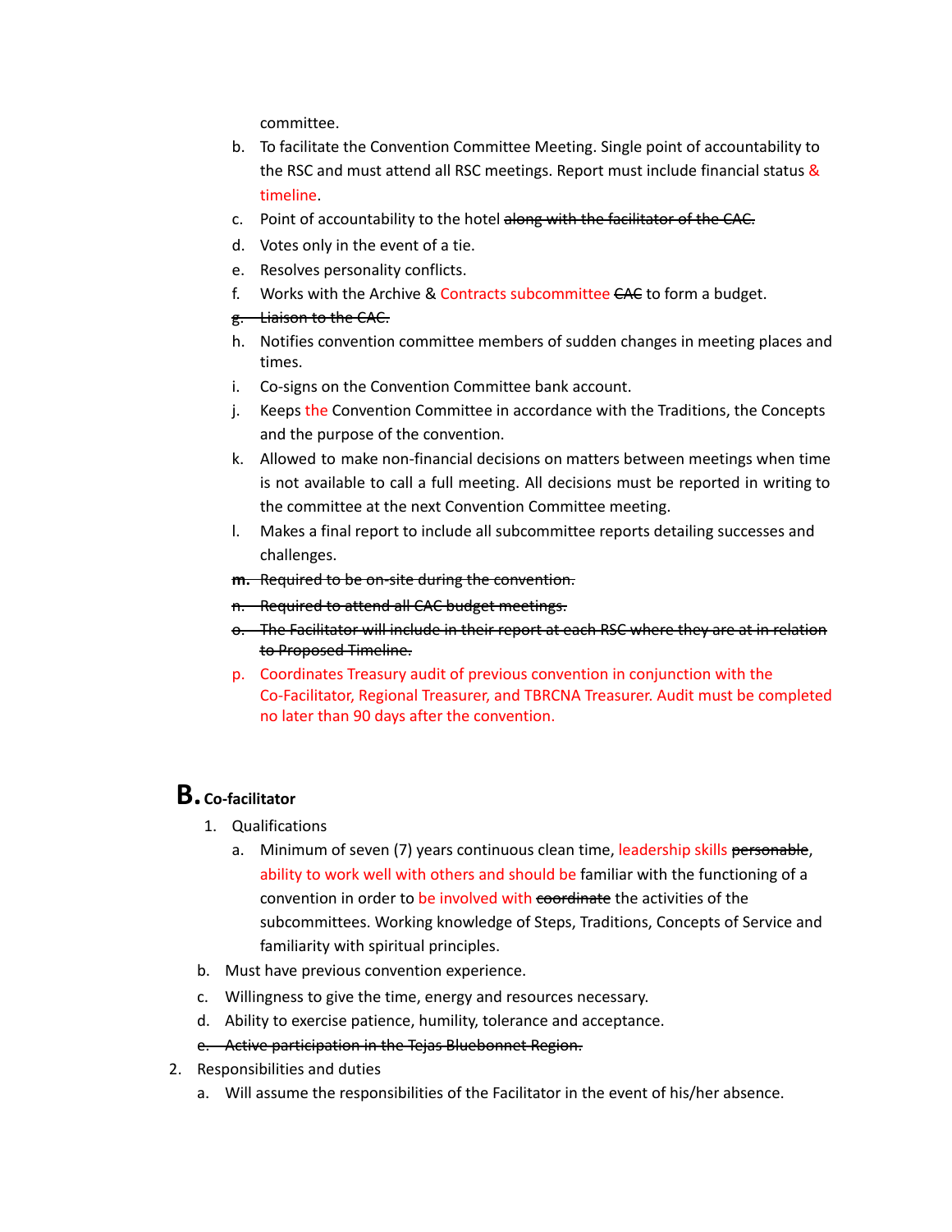committee.

b. To facilitate the Convention Committee Meeting. Single point of accountability to the RSC and must attend all RSC meetings. Report must include financial status & timeline.

c. Point of accountability to the hotel ~~along with the facilitator of the CAC.~~

d. Votes only in the event of a tie.

e. Resolves personality conflicts.

f. Works with the Archive & Contracts subcommittee ~~CAC~~ to form a budget.

~~g. Liaison to the CAC.~~

h. Notifies convention committee members of sudden changes in meeting places and times.

i. Co-signs on the Convention Committee bank account.

j. Keeps the Convention Committee in accordance with the Traditions, the Concepts and the purpose of the convention.

k. Allowed to make non-financial decisions on matters between meetings when time is not available to call a full meeting. All decisions must be reported in writing to the committee at the next Convention Committee meeting.

l. Makes a final report to include all subcommittee reports detailing successes and challenges.

~~m. Required to be on-site during the convention.~~

~~n. Required to attend all CAC budget meetings.~~

~~o. The Facilitator will include in their report at each RSC where they are at in relation to Proposed Timeline.~~

p. Coordinates Treasury audit of previous convention in conjunction with the Co-Facilitator, Regional Treasurer, and TBRCNA Treasurer. Audit must be completed no later than 90 days after the convention.

## B. Co-facilitator

1. Qualifications

a. Minimum of seven (7) years continuous clean time, leadership skills ~~personable~~, ability to work well with others and should be familiar with the functioning of a convention in order to be involved with ~~coordinate~~ the activities of the subcommittees. Working knowledge of Steps, Traditions, Concepts of Service and familiarity with spiritual principles.

b. Must have previous convention experience.

c. Willingness to give the time, energy and resources necessary.

d. Ability to exercise patience, humility, tolerance and acceptance.

~~e. Active participation in the Tejas Bluebonnet Region.~~

2. Responsibilities and duties

a. Will assume the responsibilities of the Facilitator in the event of his/her absence.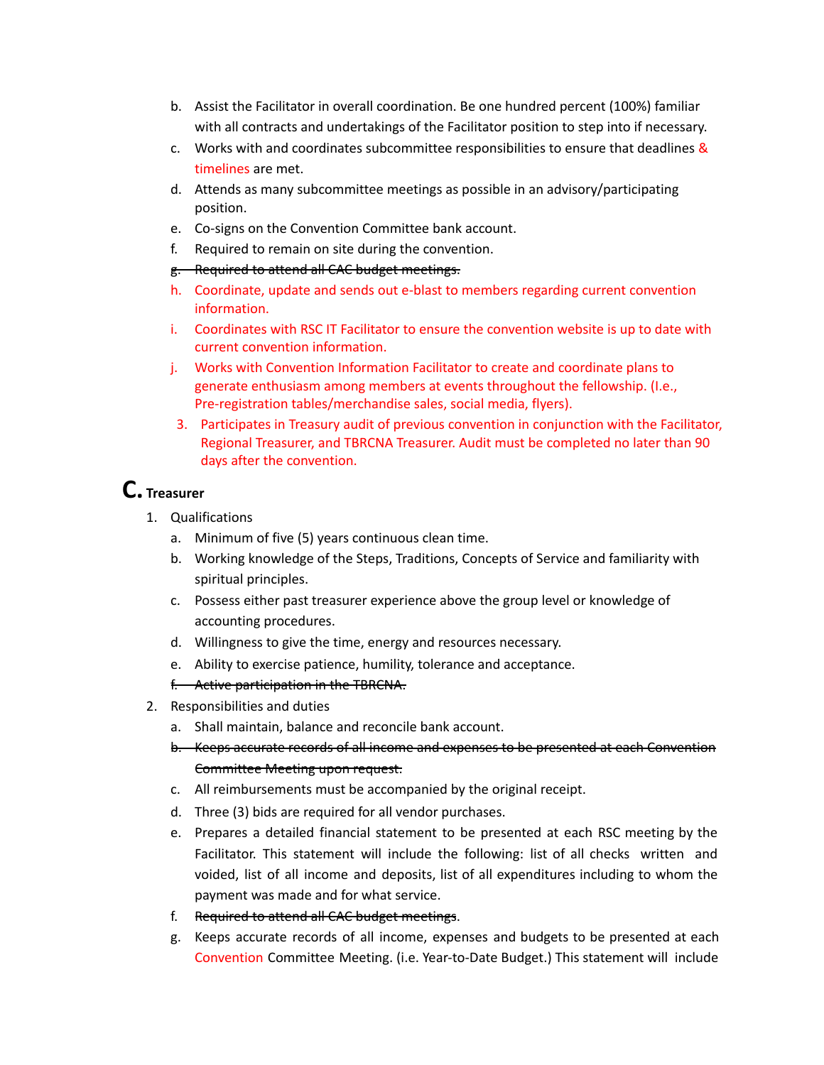b. Assist the Facilitator in overall coordination. Be one hundred percent (100%) familiar with all contracts and undertakings of the Facilitator position to step into if necessary.

c. Works with and coordinates subcommittee responsibilities to ensure that deadlines & timelines are met.

d. Attends as many subcommittee meetings as possible in an advisory/participating position.

e. Co-signs on the Convention Committee bank account.

f. Required to remain on site during the convention.

g. ~~Required to attend all CAC budget meetings.~~

h. Coordinate, update and sends out e-blast to members regarding current convention information.

i. Coordinates with RSC IT Facilitator to ensure the convention website is up to date with current convention information.

j. Works with Convention Information Facilitator to create and coordinate plans to generate enthusiasm among members at events throughout the fellowship. (I.e., Pre-registration tables/merchandise sales, social media, flyers).

3. Participates in Treasury audit of previous convention in conjunction with the Facilitator, Regional Treasurer, and TBRCNA Treasurer. Audit must be completed no later than 90 days after the convention.

## C. Treasurer

1. Qualifications
   a. Minimum of five (5) years continuous clean time.
   b. Working knowledge of the Steps, Traditions, Concepts of Service and familiarity with spiritual principles.
   c. Possess either past treasurer experience above the group level or knowledge of accounting procedures.
   d. Willingness to give the time, energy and resources necessary.
   e. Ability to exercise patience, humility, tolerance and acceptance.
   f. ~~Active participation in the TBRCNA.~~
2. Responsibilities and duties
   a. Shall maintain, balance and reconcile bank account.
   b. ~~Keeps accurate records of all income and expenses to be presented at each Convention Committee Meeting upon request.~~
   c. All reimbursements must be accompanied by the original receipt.
   d. Three (3) bids are required for all vendor purchases.
   e. Prepares a detailed financial statement to be presented at each RSC meeting by the Facilitator. This statement will include the following: list of all checks written and voided, list of all income and deposits, list of all expenditures including to whom the payment was made and for what service.
   f. ~~Required to attend all CAC budget meetings~~.
   g. Keeps accurate records of all income, expenses and budgets to be presented at each Convention Committee Meeting. (i.e. Year-to-Date Budget.) This statement will include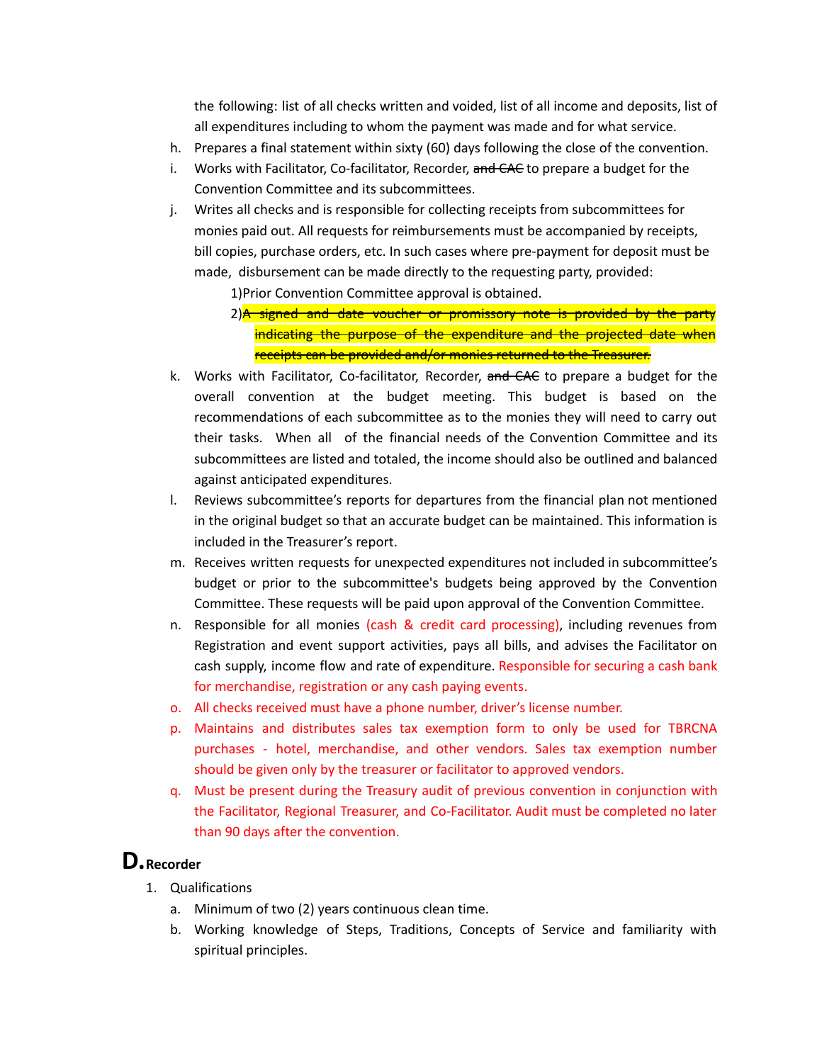the following: list of all checks written and voided, list of all income and deposits, list of all expenditures including to whom the payment was made and for what service.

h. Prepares a final statement within sixty (60) days following the close of the convention.

i. Works with Facilitator, Co-facilitator, Recorder, ~~and CAC~~ to prepare a budget for the Convention Committee and its subcommittees.

j. Writes all checks and is responsible for collecting receipts from subcommittees for monies paid out. All requests for reimbursements must be accompanied by receipts, bill copies, purchase orders, etc. In such cases where pre-payment for deposit must be made, disbursement can be made directly to the requesting party, provided:

   1) Prior Convention Committee approval is obtained.

   2) ~~A signed and date voucher or promissory note is provided by the party indicating the purpose of the expenditure and the projected date when receipts can be provided and/or monies returned to the Treasurer.~~

k. Works with Facilitator, Co-facilitator, Recorder, ~~and CAC~~ to prepare a budget for the overall convention at the budget meeting. This budget is based on the recommendations of each subcommittee as to the monies they will need to carry out their tasks. When all of the financial needs of the Convention Committee and its subcommittees are listed and totaled, the income should also be outlined and balanced against anticipated expenditures.

l. Reviews subcommittee's reports for departures from the financial plan not mentioned in the original budget so that an accurate budget can be maintained. This information is included in the Treasurer's report.

m. Receives written requests for unexpected expenditures not included in subcommittee's budget or prior to the subcommittee's budgets being approved by the Convention Committee. These requests will be paid upon approval of the Convention Committee.

n. Responsible for all monies (cash & credit card processing), including revenues from Registration and event support activities, pays all bills, and advises the Facilitator on cash supply, income flow and rate of expenditure. Responsible for securing a cash bank for merchandise, registration or any cash paying events.

o. All checks received must have a phone number, driver's license number.

p. Maintains and distributes sales tax exemption form to only be used for TBRCNA purchases - hotel, merchandise, and other vendors. Sales tax exemption number should be given only by the treasurer or facilitator to approved vendors.

q. Must be present during the Treasury audit of previous convention in conjunction with the Facilitator, Regional Treasurer, and Co-Facilitator. Audit must be completed no later than 90 days after the convention.

## D. Recorder

1. Qualifications

   a. Minimum of two (2) years continuous clean time.

   b. Working knowledge of Steps, Traditions, Concepts of Service and familiarity with spiritual principles.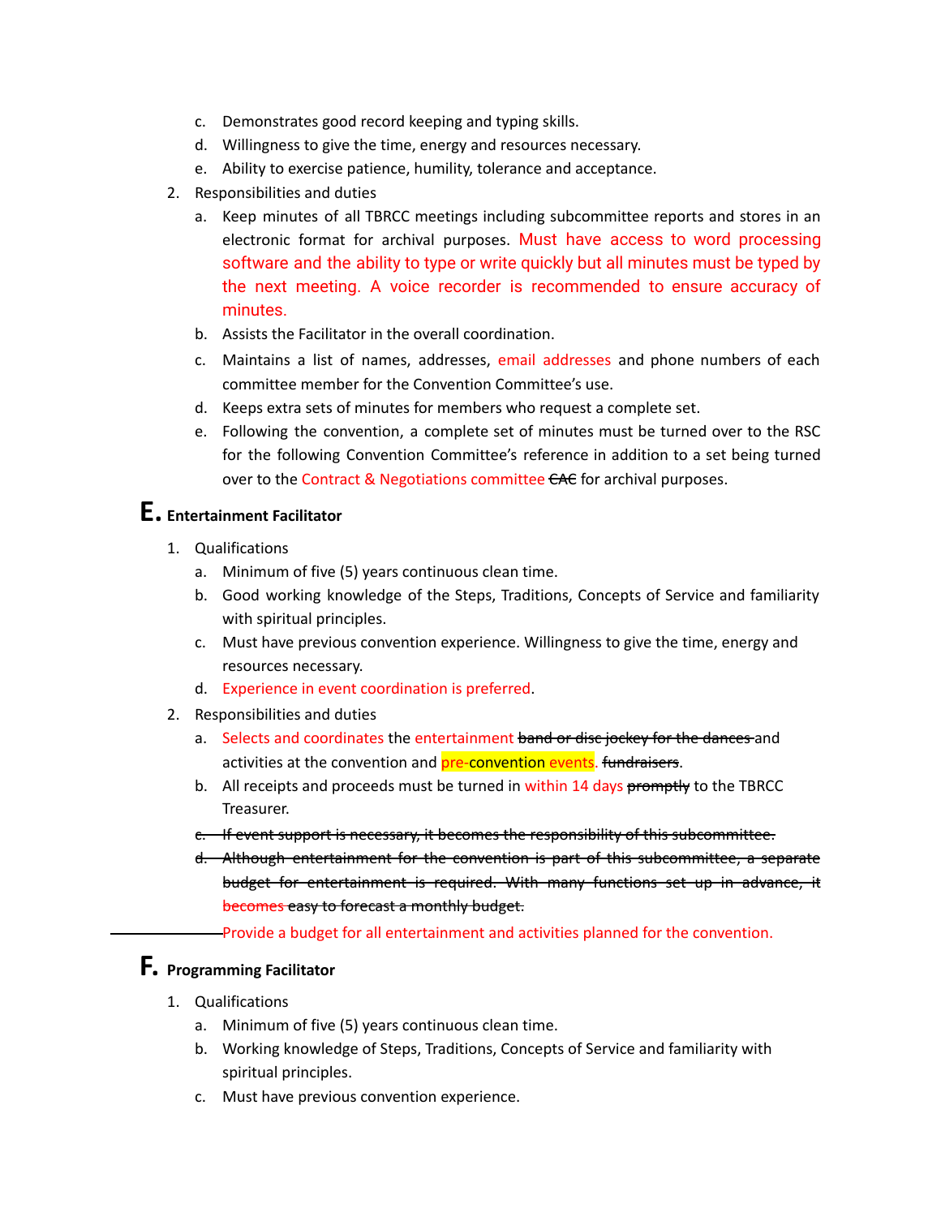c. Demonstrates good record keeping and typing skills.
   d. Willingness to give the time, energy and resources necessary.
   e. Ability to exercise patience, humility, tolerance and acceptance.

2. Responsibilities and duties
   a. Keep minutes of all TBRCC meetings including subcommittee reports and stores in an electronic format for archival purposes. Must have access to word processing software and the ability to type or write quickly but all minutes must be typed by the next meeting. A voice recorder is recommended to ensure accuracy of minutes.
   b. Assists the Facilitator in the overall coordination.
   c. Maintains a list of names, addresses, email addresses and phone numbers of each committee member for the Convention Committee's use.
   d. Keeps extra sets of minutes for members who request a complete set.
   e. Following the convention, a complete set of minutes must be turned over to the RSC for the following Convention Committee's reference in addition to a set being turned over to the Contract & Negotiations committee ~~CAC~~ for archival purposes.

## E. Entertainment Facilitator

1. Qualifications
   a. Minimum of five (5) years continuous clean time.
   b. Good working knowledge of the Steps, Traditions, Concepts of Service and familiarity with spiritual principles.
   c. Must have previous convention experience. Willingness to give the time, energy and resources necessary.
   d. Experience in event coordination is preferred.

2. Responsibilities and duties
   a. Selects and coordinates the entertainment ~~band or disc jockey for the dances~~ and activities at the convention and pre-convention events. ~~fundraisers~~.
   b. All receipts and proceeds must be turned in within 14 days ~~promptly~~ to the TBRCC Treasurer.
   ~~c. If event support is necessary, it becomes the responsibility of this subcommittee.~~
   ~~d. Although entertainment for the convention is part of this subcommittee, a separate budget for entertainment is required. With many functions set up in advance, it becomes easy to forecast a monthly budget.~~
   Provide a budget for all entertainment and activities planned for the convention.

## F. Programming Facilitator

1. Qualifications
   a. Minimum of five (5) years continuous clean time.
   b. Working knowledge of Steps, Traditions, Concepts of Service and familiarity with spiritual principles.
   c. Must have previous convention experience.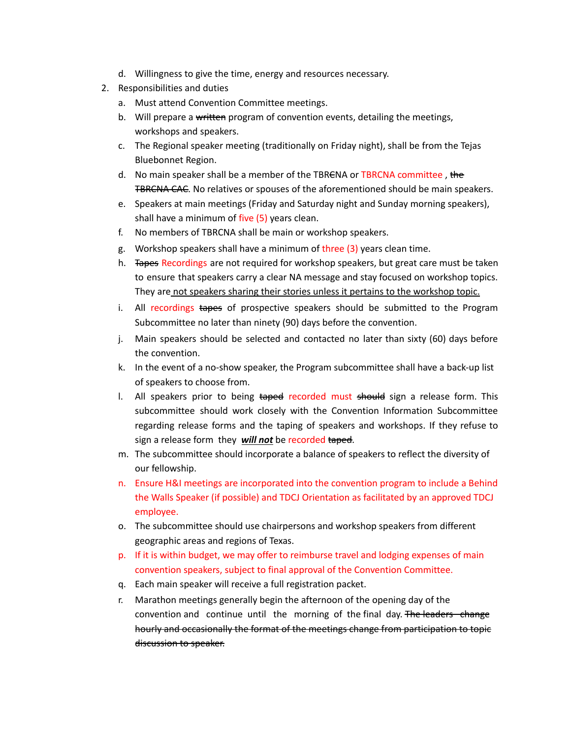d. Willingness to give the time, energy and resources necessary.

2. Responsibilities and duties
   a. Must attend Convention Committee meetings.
   b. Will prepare a ~~written~~ program of convention events, detailing the meetings, workshops and speakers.
   c. The Regional speaker meeting (traditionally on Friday night), shall be from the Tejas Bluebonnet Region.
   d. No main speaker shall be a member of the TBR~~C~~NA or TBRCNA committee , ~~the TBRCNA CAC~~. No relatives or spouses of the aforementioned should be main speakers.
   e. Speakers at main meetings (Friday and Saturday night and Sunday morning speakers), shall have a minimum of five (5) years clean.
   f. No members of TBRCNA shall be main or workshop speakers.
   g. Workshop speakers shall have a minimum of three (3) years clean time.
   h. ~~Tapes~~ Recordings are not required for workshop speakers, but great care must be taken to ensure that speakers carry a clear NA message and stay focused on workshop topics. They are not speakers sharing their stories unless it pertains to the workshop topic.
   i. All recordings ~~tapes~~ of prospective speakers should be submitted to the Program Subcommittee no later than ninety (90) days before the convention.
   j. Main speakers should be selected and contacted no later than sixty (60) days before the convention.
   k. In the event of a no-show speaker, the Program subcommittee shall have a back-up list of speakers to choose from.
   l. All speakers prior to being ~~taped~~ recorded must ~~should~~ sign a release form. This subcommittee should work closely with the Convention Information Subcommittee regarding release forms and the taping of speakers and workshops. If they refuse to sign a release form they ***will not*** be recorded ~~taped~~.
   m. The subcommittee should incorporate a balance of speakers to reflect the diversity of our fellowship.
   n. Ensure H&I meetings are incorporated into the convention program to include a Behind the Walls Speaker (if possible) and TDCJ Orientation as facilitated by an approved TDCJ employee.
   o. The subcommittee should use chairpersons and workshop speakers from different geographic areas and regions of Texas.
   p. If it is within budget, we may offer to reimburse travel and lodging expenses of main convention speakers, subject to final approval of the Convention Committee.
   q. Each main speaker will receive a full registration packet.
   r. Marathon meetings generally begin the afternoon of the opening day of the convention and continue until the morning of the final day. ~~The leaders change hourly and occasionally the format of the meetings change from participation to topic discussion to speaker.~~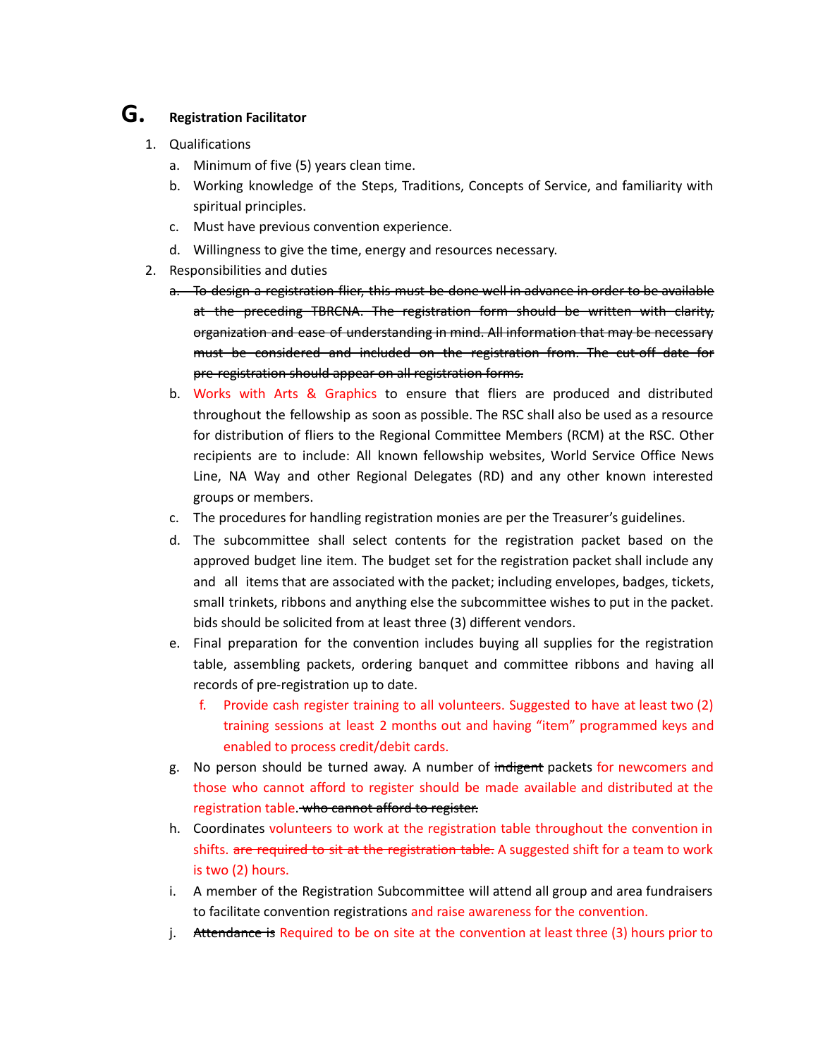## G. Registration Facilitator

1. Qualifications
   a. Minimum of five (5) years clean time.
   b. Working knowledge of the Steps, Traditions, Concepts of Service, and familiarity with spiritual principles.
   c. Must have previous convention experience.
   d. Willingness to give the time, energy and resources necessary.
2. Responsibilities and duties
   a. ~~To design a registration flier, this must be done well in advance in order to be available at the preceding TBRCNA. The registration form should be written with clarity, organization and ease of understanding in mind. All information that may be necessary must be considered and included on the registration from. The cut-off date for pre-registration should appear on all registration forms.~~
   b. Works with Arts & Graphics to ensure that fliers are produced and distributed throughout the fellowship as soon as possible. The RSC shall also be used as a resource for distribution of fliers to the Regional Committee Members (RCM) at the RSC. Other recipients are to include: All known fellowship websites, World Service Office News Line, NA Way and other Regional Delegates (RD) and any other known interested groups or members.
   c. The procedures for handling registration monies are per the Treasurer's guidelines.
   d. The subcommittee shall select contents for the registration packet based on the approved budget line item. The budget set for the registration packet shall include any and all items that are associated with the packet; including envelopes, badges, tickets, small trinkets, ribbons and anything else the subcommittee wishes to put in the packet. bids should be solicited from at least three (3) different vendors.
   e. Final preparation for the convention includes buying all supplies for the registration table, assembling packets, ordering banquet and committee ribbons and having all records of pre-registration up to date.
   f. Provide cash register training to all volunteers. Suggested to have at least two (2) training sessions at least 2 months out and having "item" programmed keys and enabled to process credit/debit cards.
   g. No person should be turned away. A number of ~~indigent~~ packets for newcomers and those who cannot afford to register should be made available and distributed at the registration table. ~~who cannot afford to register.~~
   h. Coordinates volunteers to work at the registration table throughout the convention in shifts. ~~are required to sit at the registration table.~~ A suggested shift for a team to work is two (2) hours.
   i. A member of the Registration Subcommittee will attend all group and area fundraisers to facilitate convention registrations and raise awareness for the convention.
   j. ~~Attendance is~~ Required to be on site at the convention at least three (3) hours prior to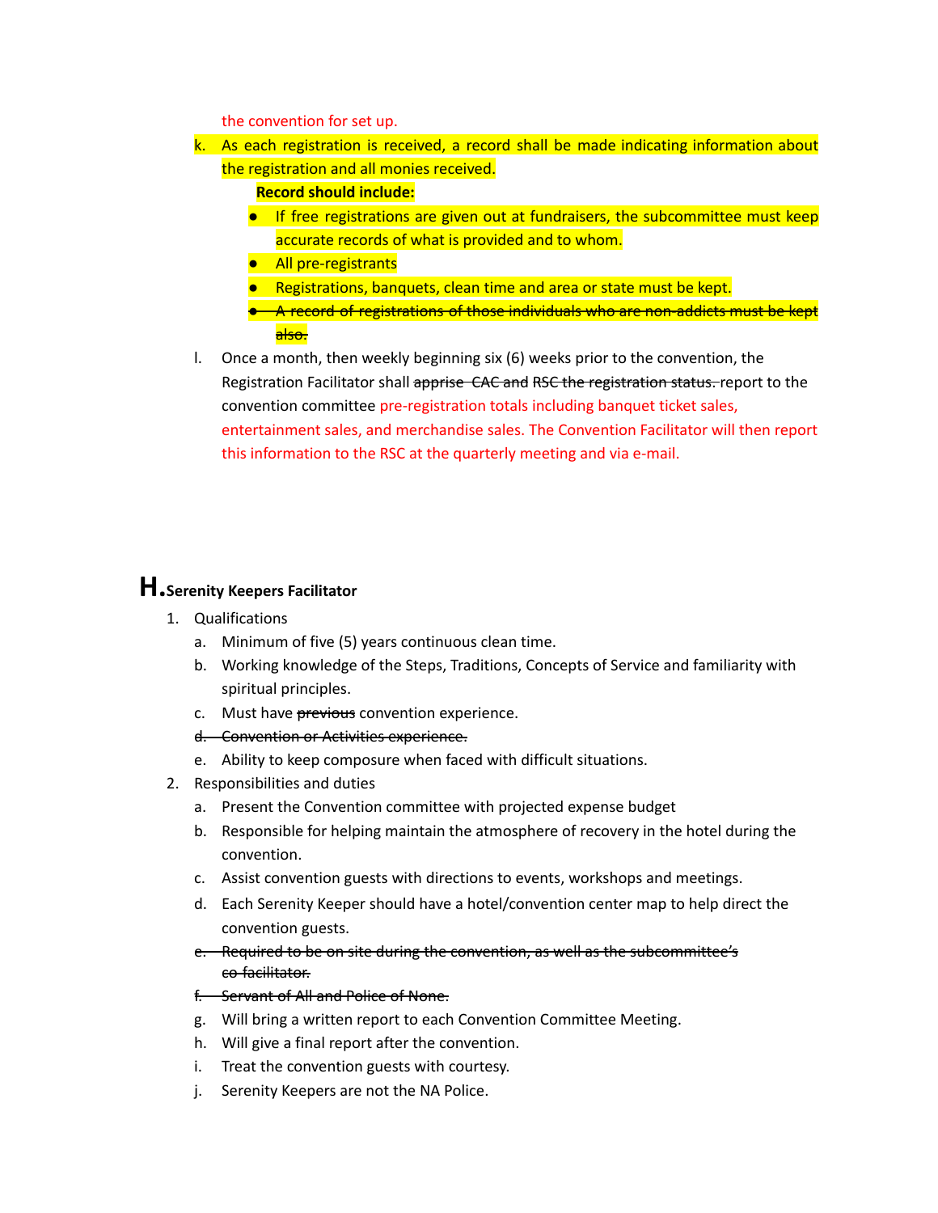the convention for set up.

k. As each registration is received, a record shall be made indicating information about the registration and all monies received.

   **Record should include:**

   - If free registrations are given out at fundraisers, the subcommittee must keep accurate records of what is provided and to whom.
   - All pre-registrants
   - Registrations, banquets, clean time and area or state must be kept.
   - ~~A record of registrations of those individuals who are non-addicts must be kept also.~~

l. Once a month, then weekly beginning six (6) weeks prior to the convention, the Registration Facilitator shall ~~apprise CAC and RSC the registration status.~~ report to the convention committee pre-registration totals including banquet ticket sales, entertainment sales, and merchandise sales. The Convention Facilitator will then report this information to the RSC at the quarterly meeting and via e-mail.

## H. Serenity Keepers Facilitator

1. Qualifications
   a. Minimum of five (5) years continuous clean time.
   b. Working knowledge of the Steps, Traditions, Concepts of Service and familiarity with spiritual principles.
   c. Must have ~~previous~~ convention experience.
   d. ~~Convention or Activities experience.~~
   e. Ability to keep composure when faced with difficult situations.
2. Responsibilities and duties
   a. Present the Convention committee with projected expense budget
   b. Responsible for helping maintain the atmosphere of recovery in the hotel during the convention.
   c. Assist convention guests with directions to events, workshops and meetings.
   d. Each Serenity Keeper should have a hotel/convention center map to help direct the convention guests.
   e. ~~Required to be on site during the convention, as well as the subcommittee's co-facilitator.~~
   f. ~~Servant of All and Police of None.~~
   g. Will bring a written report to each Convention Committee Meeting.
   h. Will give a final report after the convention.
   i. Treat the convention guests with courtesy.
   j. Serenity Keepers are not the NA Police.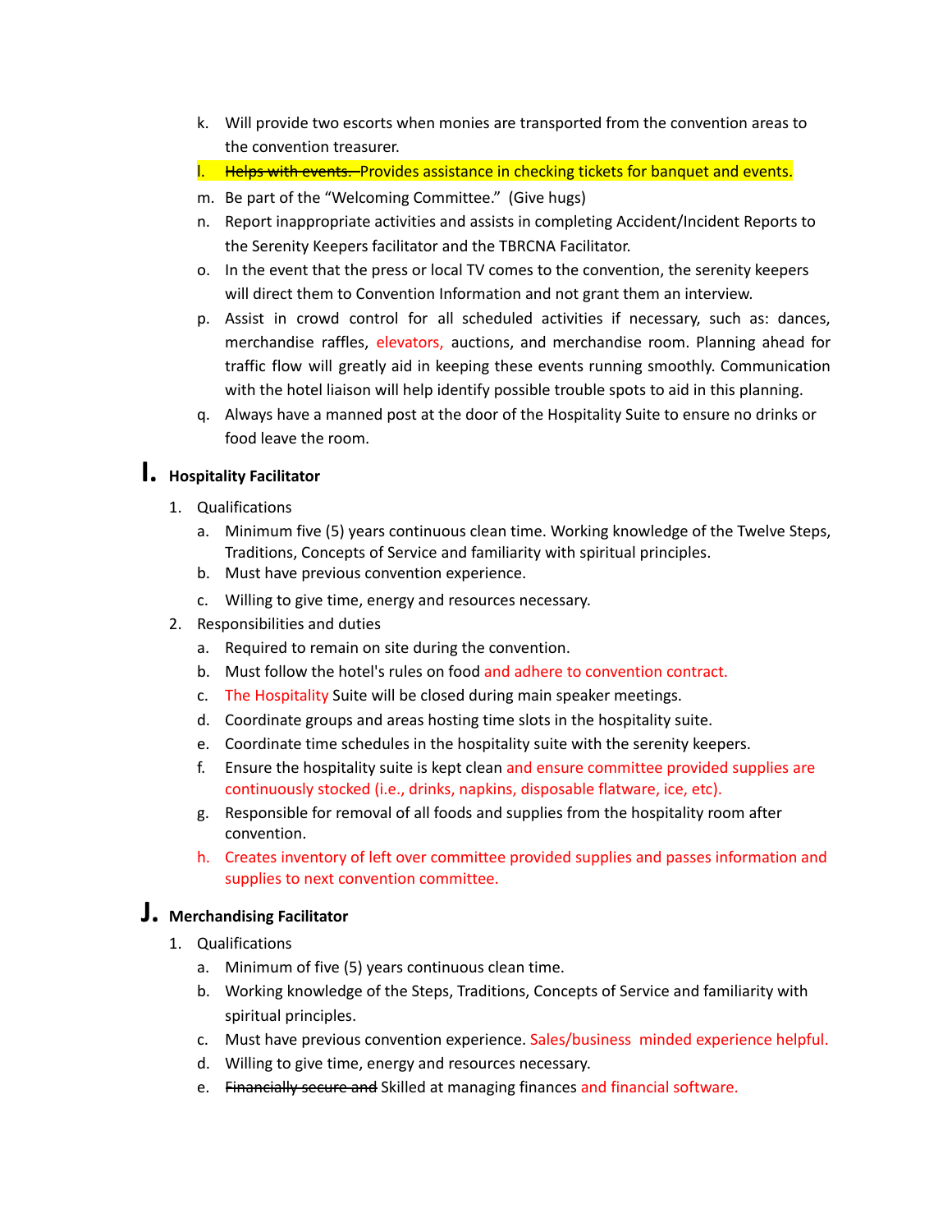k. Will provide two escorts when monies are transported from the convention areas to the convention treasurer.

l. ~~Helps with events.~~ Provides assistance in checking tickets for banquet and events.

m. Be part of the "Welcoming Committee." (Give hugs)

n. Report inappropriate activities and assists in completing Accident/Incident Reports to the Serenity Keepers facilitator and the TBRCNA Facilitator.

o. In the event that the press or local TV comes to the convention, the serenity keepers will direct them to Convention Information and not grant them an interview.

p. Assist in crowd control for all scheduled activities if necessary, such as: dances, merchandise raffles, elevators, auctions, and merchandise room. Planning ahead for traffic flow will greatly aid in keeping these events running smoothly. Communication with the hotel liaison will help identify possible trouble spots to aid in this planning.

q. Always have a manned post at the door of the Hospitality Suite to ensure no drinks or food leave the room.

## I. Hospitality Facilitator

1. Qualifications
   a. Minimum five (5) years continuous clean time. Working knowledge of the Twelve Steps, Traditions, Concepts of Service and familiarity with spiritual principles.
   b. Must have previous convention experience.
   c. Willing to give time, energy and resources necessary.
2. Responsibilities and duties
   a. Required to remain on site during the convention.
   b. Must follow the hotel's rules on food and adhere to convention contract.
   c. The Hospitality Suite will be closed during main speaker meetings.
   d. Coordinate groups and areas hosting time slots in the hospitality suite.
   e. Coordinate time schedules in the hospitality suite with the serenity keepers.
   f. Ensure the hospitality suite is kept clean and ensure committee provided supplies are continuously stocked (i.e., drinks, napkins, disposable flatware, ice, etc).
   g. Responsible for removal of all foods and supplies from the hospitality room after convention.
   h. Creates inventory of left over committee provided supplies and passes information and supplies to next convention committee.

## J. Merchandising Facilitator

1. Qualifications
   a. Minimum of five (5) years continuous clean time.
   b. Working knowledge of the Steps, Traditions, Concepts of Service and familiarity with spiritual principles.
   c. Must have previous convention experience. Sales/business minded experience helpful.
   d. Willing to give time, energy and resources necessary.
   e. ~~Financially secure and~~ Skilled at managing finances and financial software.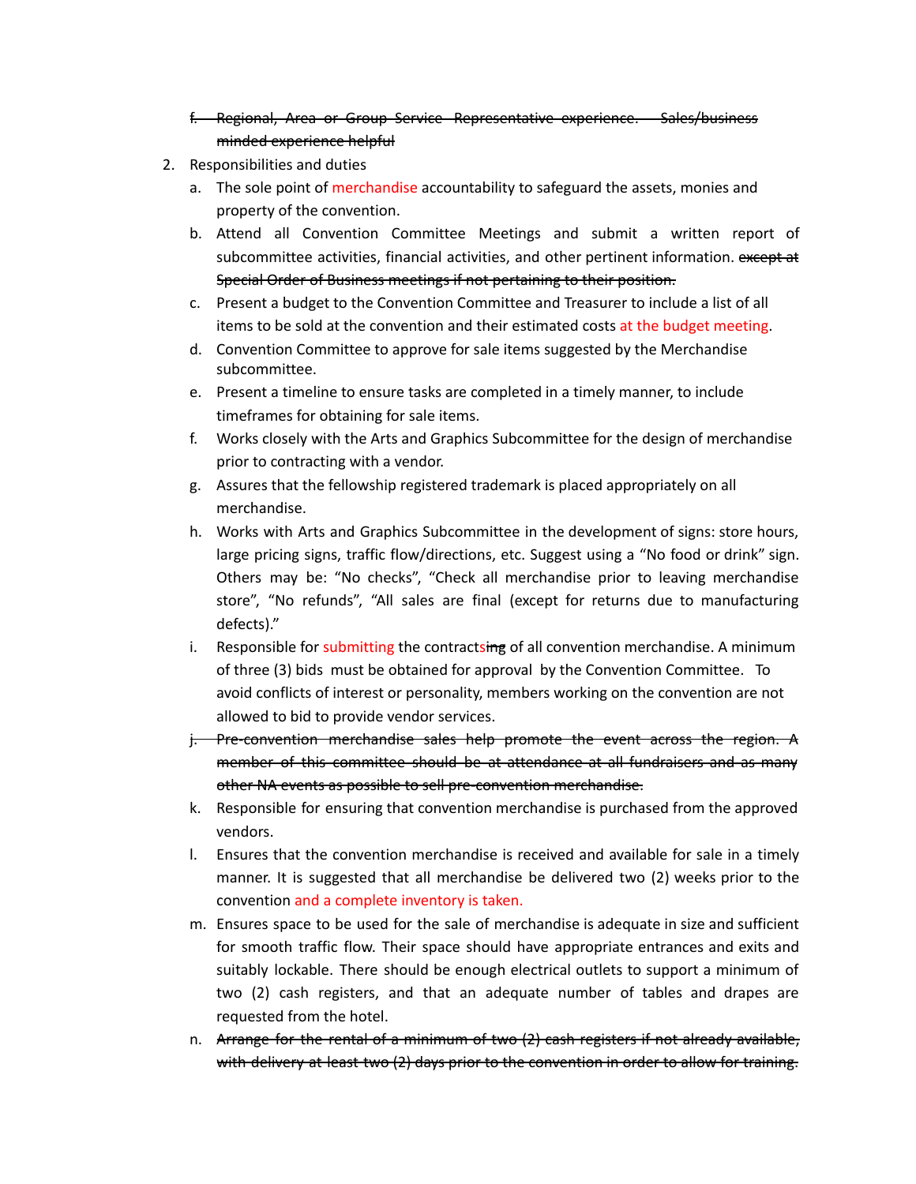f. ~~Regional, Area or Group Service Representative experience. Sales/business minded experience helpful~~

2. Responsibilities and duties
   a. The sole point of merchandise accountability to safeguard the assets, monies and property of the convention.
   b. Attend all Convention Committee Meetings and submit a written report of subcommittee activities, financial activities, and other pertinent information. ~~except at Special Order of Business meetings if not pertaining to their position.~~
   c. Present a budget to the Convention Committee and Treasurer to include a list of all items to be sold at the convention and their estimated costs at the budget meeting.
   d. Convention Committee to approve for sale items suggested by the Merchandise subcommittee.
   e. Present a timeline to ensure tasks are completed in a timely manner, to include timeframes for obtaining for sale items.
   f. Works closely with the Arts and Graphics Subcommittee for the design of merchandise prior to contracting with a vendor.
   g. Assures that the fellowship registered trademark is placed appropriately on all merchandise.
   h. Works with Arts and Graphics Subcommittee in the development of signs: store hours, large pricing signs, traffic flow/directions, etc. Suggest using a "No food or drink" sign. Others may be: "No checks", "Check all merchandise prior to leaving merchandise store", "No refunds", "All sales are final (except for returns due to manufacturing defects)."
   i. Responsible for submitting the contracts~~ing~~ of all convention merchandise. A minimum of three (3) bids must be obtained for approval by the Convention Committee. To avoid conflicts of interest or personality, members working on the convention are not allowed to bid to provide vendor services.
   j. ~~Pre-convention merchandise sales help promote the event across the region. A member of this committee should be at attendance at all fundraisers and as many other NA events as possible to sell pre-convention merchandise.~~
   k. Responsible for ensuring that convention merchandise is purchased from the approved vendors.
   l. Ensures that the convention merchandise is received and available for sale in a timely manner. It is suggested that all merchandise be delivered two (2) weeks prior to the convention and a complete inventory is taken.
   m. Ensures space to be used for the sale of merchandise is adequate in size and sufficient for smooth traffic flow. Their space should have appropriate entrances and exits and suitably lockable. There should be enough electrical outlets to support a minimum of two (2) cash registers, and that an adequate number of tables and drapes are requested from the hotel.
   n. ~~Arrange for the rental of a minimum of two (2) cash registers if not already available, with delivery at least two (2) days prior to the convention in order to allow for training.~~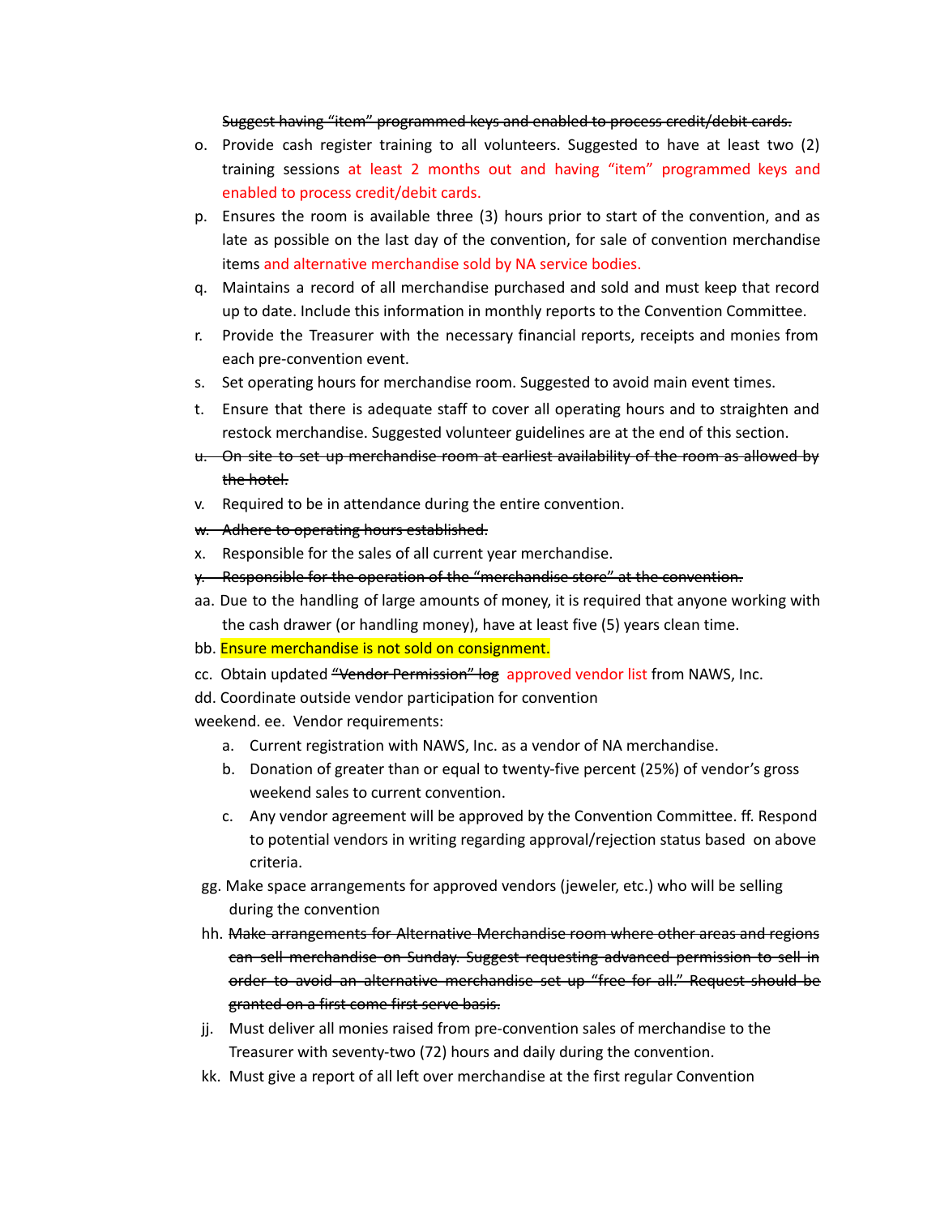~~Suggest having "item" programmed keys and enabled to process credit/debit cards.~~

o. Provide cash register training to all volunteers. Suggested to have at least two (2) training sessions at least 2 months out and having "item" programmed keys and enabled to process credit/debit cards.

p. Ensures the room is available three (3) hours prior to start of the convention, and as late as possible on the last day of the convention, for sale of convention merchandise items and alternative merchandise sold by NA service bodies.

q. Maintains a record of all merchandise purchased and sold and must keep that record up to date. Include this information in monthly reports to the Convention Committee.

r. Provide the Treasurer with the necessary financial reports, receipts and monies from each pre-convention event.

s. Set operating hours for merchandise room. Suggested to avoid main event times.

t. Ensure that there is adequate staff to cover all operating hours and to straighten and restock merchandise. Suggested volunteer guidelines are at the end of this section.

~~u. On site to set up merchandise room at earliest availability of the room as allowed by the hotel.~~

v. Required to be in attendance during the entire convention.

~~w. Adhere to operating hours established.~~

x. Responsible for the sales of all current year merchandise.

~~y. Responsible for the operation of the "merchandise store" at the convention.~~

aa. Due to the handling of large amounts of money, it is required that anyone working with the cash drawer (or handling money), have at least five (5) years clean time.

bb. Ensure merchandise is not sold on consignment.

cc. Obtain updated ~~"Vendor Permission" log~~ approved vendor list from NAWS, Inc.

dd. Coordinate outside vendor participation for convention weekend.

ee. Vendor requirements:

   a. Current registration with NAWS, Inc. as a vendor of NA merchandise.
   b. Donation of greater than or equal to twenty-five percent (25%) of vendor's gross weekend sales to current convention.
   c. Any vendor agreement will be approved by the Convention Committee.

ff. Respond to potential vendors in writing regarding approval/rejection status based on above criteria.

gg. Make space arrangements for approved vendors (jeweler, etc.) who will be selling during the convention

hh. ~~Make arrangements for Alternative Merchandise room where other areas and regions can sell merchandise on Sunday. Suggest requesting advanced permission to sell in order to avoid an alternative merchandise set up "free for all." Request should be granted on a first come first serve basis.~~

jj. Must deliver all monies raised from pre-convention sales of merchandise to the Treasurer with seventy-two (72) hours and daily during the convention.

kk. Must give a report of all left over merchandise at the first regular Convention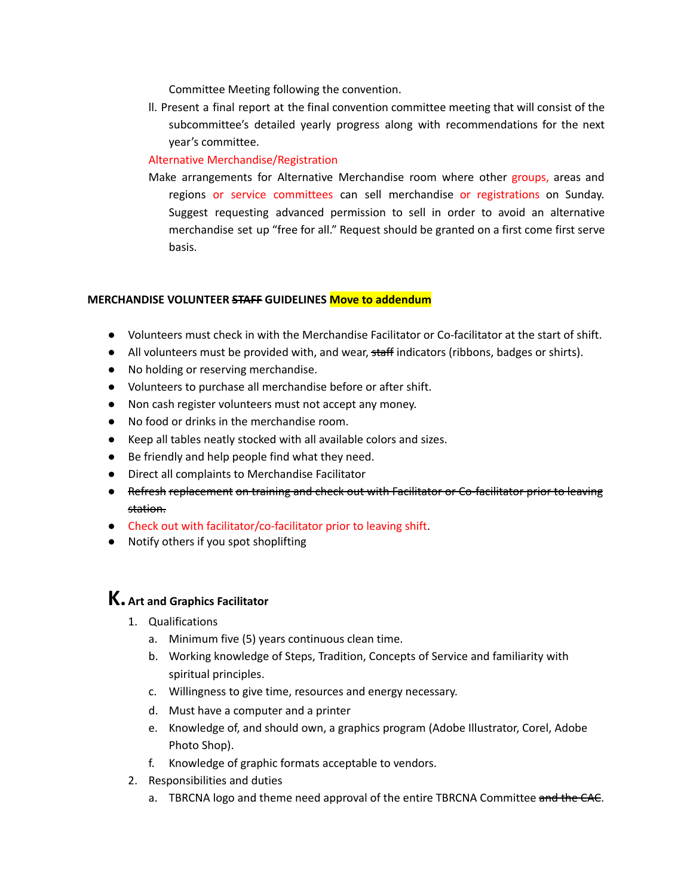Committee Meeting following the convention.

ll. Present a final report at the final convention committee meeting that will consist of the subcommittee's detailed yearly progress along with recommendations for the next year's committee.

Alternative Merchandise/Registration

Make arrangements for Alternative Merchandise room where other groups, areas and regions or service committees can sell merchandise or registrations on Sunday. Suggest requesting advanced permission to sell in order to avoid an alternative merchandise set up "free for all." Request should be granted on a first come first serve basis.

**MERCHANDISE VOLUNTEER ~~STAFF~~ GUIDELINES Move to addendum**

- Volunteers must check in with the Merchandise Facilitator or Co-facilitator at the start of shift.
- All volunteers must be provided with, and wear, ~~staff~~ indicators (ribbons, badges or shirts).
- No holding or reserving merchandise.
- Volunteers to purchase all merchandise before or after shift.
- Non cash register volunteers must not accept any money.
- No food or drinks in the merchandise room.
- Keep all tables neatly stocked with all available colors and sizes.
- Be friendly and help people find what they need.
- Direct all complaints to Merchandise Facilitator
- ~~Refresh replacement on training and check out with Facilitator or Co-facilitator prior to leaving station.~~
- Check out with facilitator/co-facilitator prior to leaving shift.
- Notify others if you spot shoplifting

## K. Art and Graphics Facilitator

1. Qualifications
   a. Minimum five (5) years continuous clean time.
   b. Working knowledge of Steps, Tradition, Concepts of Service and familiarity with spiritual principles.
   c. Willingness to give time, resources and energy necessary.
   d. Must have a computer and a printer
   e. Knowledge of, and should own, a graphics program (Adobe Illustrator, Corel, Adobe Photo Shop).
   f. Knowledge of graphic formats acceptable to vendors.
2. Responsibilities and duties
   a. TBRCNA logo and theme need approval of the entire TBRCNA Committee ~~and the CAC~~.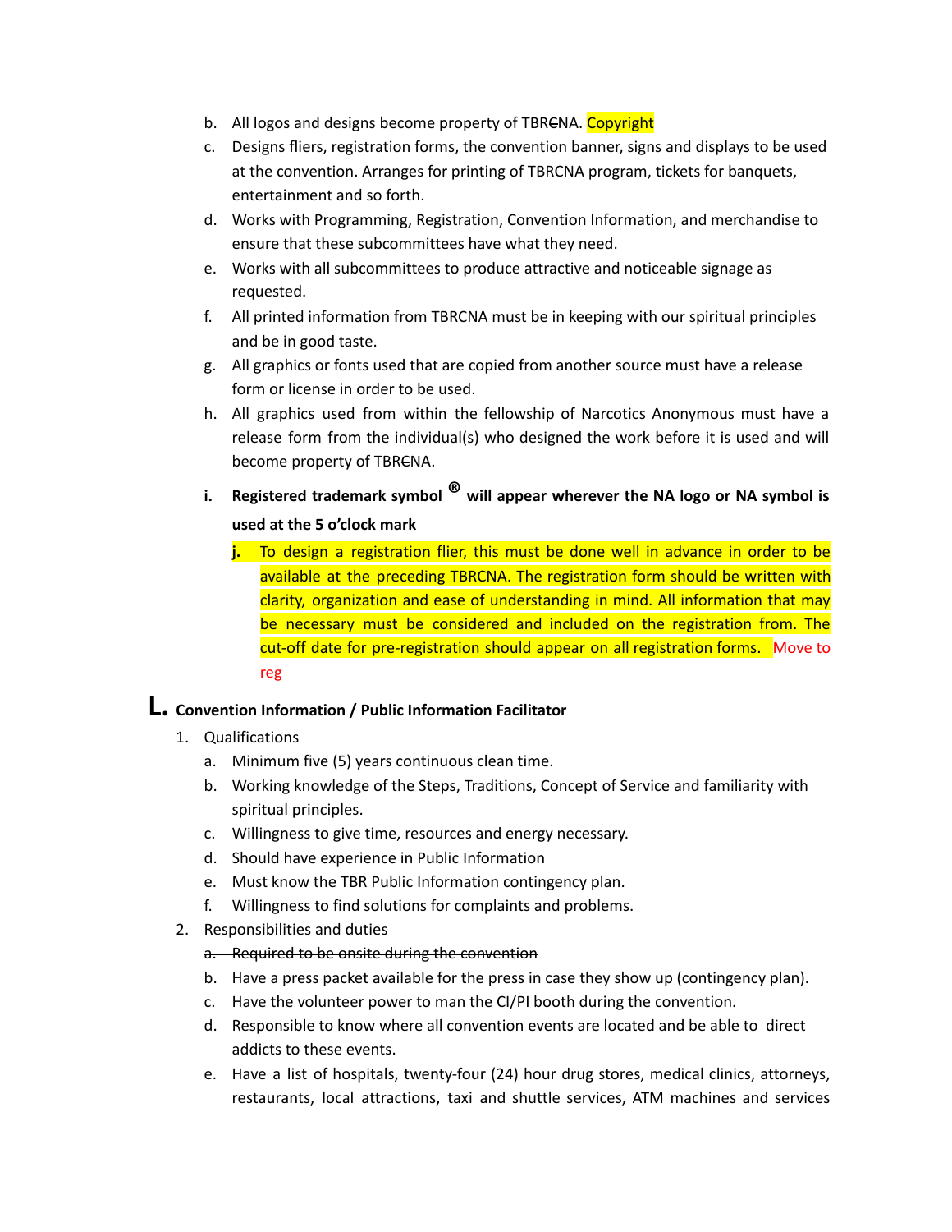b. All logos and designs become property of TBR~~C~~NA. Copyright

c. Designs fliers, registration forms, the convention banner, signs and displays to be used at the convention. Arranges for printing of TBRCNA program, tickets for banquets, entertainment and so forth.

d. Works with Programming, Registration, Convention Information, and merchandise to ensure that these subcommittees have what they need.

e. Works with all subcommittees to produce attractive and noticeable signage as requested.

f. All printed information from TBRCNA must be in keeping with our spiritual principles and be in good taste.

g. All graphics or fonts used that are copied from another source must have a release form or license in order to be used.

h. All graphics used from within the fellowship of Narcotics Anonymous must have a release form from the individual(s) who designed the work before it is used and will become property of TBR~~C~~NA.

**i. Registered trademark symbol ® will appear wherever the NA logo or NA symbol is used at the 5 o'clock mark**

**j.** To design a registration flier, this must be done well in advance in order to be available at the preceding TBRCNA. The registration form should be written with clarity, organization and ease of understanding in mind. All information that may be necessary must be considered and included on the registration from. The cut-off date for pre-registration should appear on all registration forms. Move to reg

## L. Convention Information / Public Information Facilitator

1. Qualifications
   a. Minimum five (5) years continuous clean time.
   b. Working knowledge of the Steps, Traditions, Concept of Service and familiarity with spiritual principles.
   c. Willingness to give time, resources and energy necessary.
   d. Should have experience in Public Information
   e. Must know the TBR Public Information contingency plan.
   f. Willingness to find solutions for complaints and problems.
2. Responsibilities and duties
   ~~a. Required to be onsite during the convention~~
   b. Have a press packet available for the press in case they show up (contingency plan).
   c. Have the volunteer power to man the CI/PI booth during the convention.
   d. Responsible to know where all convention events are located and be able to direct addicts to these events.
   e. Have a list of hospitals, twenty-four (24) hour drug stores, medical clinics, attorneys, restaurants, local attractions, taxi and shuttle services, ATM machines and services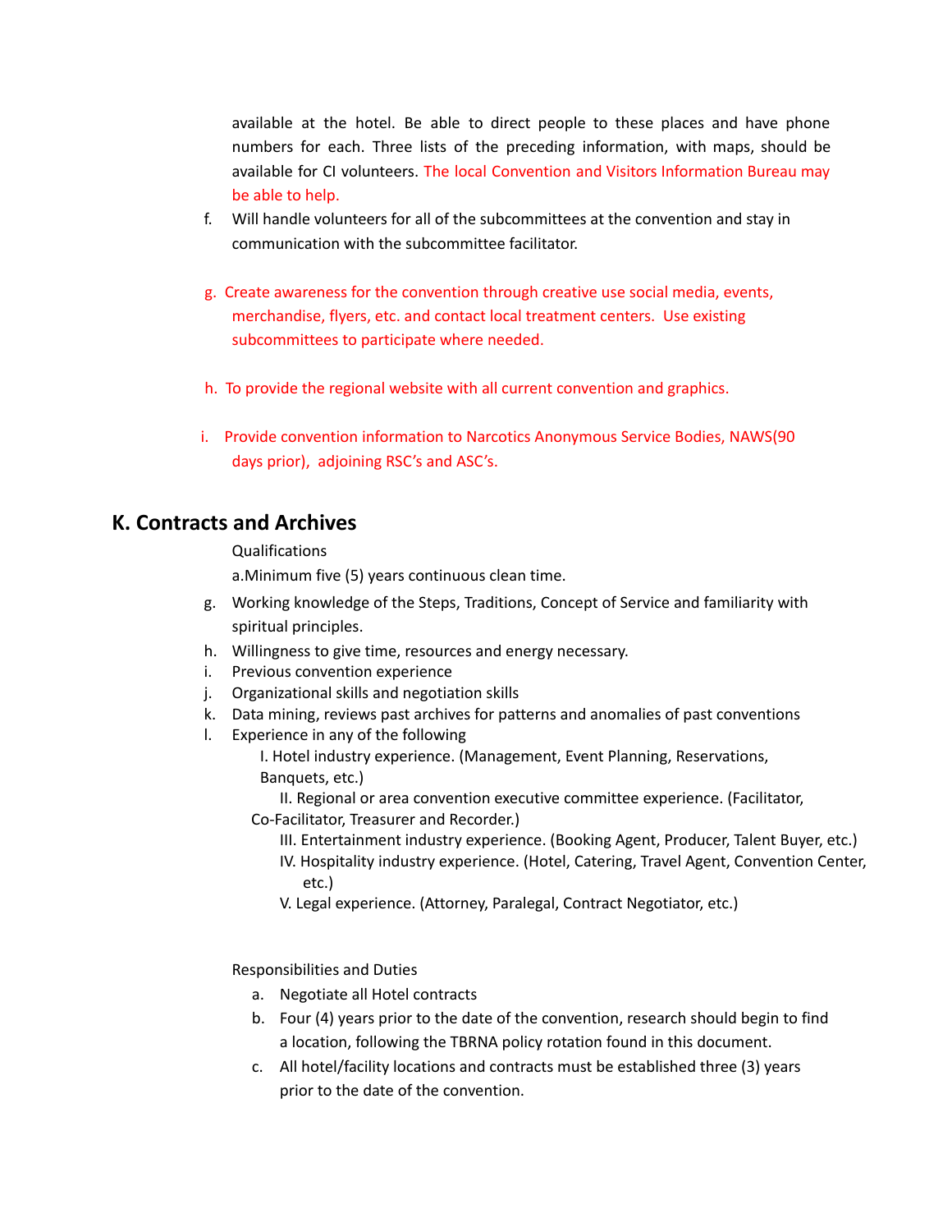available at the hotel. Be able to direct people to these places and have phone numbers for each. Three lists of the preceding information, with maps, should be available for CI volunteers. The local Convention and Visitors Information Bureau may be able to help.

f. Will handle volunteers for all of the subcommittees at the convention and stay in communication with the subcommittee facilitator.

g. Create awareness for the convention through creative use social media, events, merchandise, flyers, etc. and contact local treatment centers. Use existing subcommittees to participate where needed.

h. To provide the regional website with all current convention and graphics.

i. Provide convention information to Narcotics Anonymous Service Bodies, NAWS(90 days prior), adjoining RSC's and ASC's.

## K. Contracts and Archives

Qualifications

a.Minimum five (5) years continuous clean time.

g. Working knowledge of the Steps, Traditions, Concept of Service and familiarity with spiritual principles.
h. Willingness to give time, resources and energy necessary.
i. Previous convention experience
j. Organizational skills and negotiation skills
k. Data mining, reviews past archives for patterns and anomalies of past conventions
l. Experience in any of the following
   I. Hotel industry experience. (Management, Event Planning, Reservations, Banquets, etc.)
   II. Regional or area convention executive committee experience. (Facilitator, Co-Facilitator, Treasurer and Recorder.)
   III. Entertainment industry experience. (Booking Agent, Producer, Talent Buyer, etc.)
   IV. Hospitality industry experience. (Hotel, Catering, Travel Agent, Convention Center, etc.)
   V. Legal experience. (Attorney, Paralegal, Contract Negotiator, etc.)

Responsibilities and Duties

a. Negotiate all Hotel contracts
b. Four (4) years prior to the date of the convention, research should begin to find a location, following the TBRNA policy rotation found in this document.
c. All hotel/facility locations and contracts must be established three (3) years prior to the date of the convention.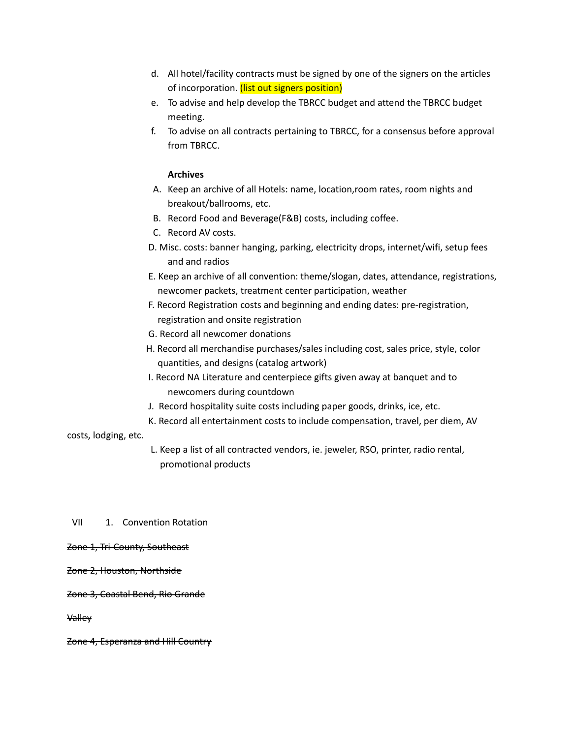d. All hotel/facility contracts must be signed by one of the signers on the articles of incorporation. (list out signers position)

e. To advise and help develop the TBRCC budget and attend the TBRCC budget meeting.

f. To advise on all contracts pertaining to TBRCC, for a consensus before approval from TBRCC.

**Archives**

A. Keep an archive of all Hotels: name, location,room rates, room nights and breakout/ballrooms, etc.

B. Record Food and Beverage(F&B) costs, including coffee.

C. Record AV costs.

D. Misc. costs: banner hanging, parking, electricity drops, internet/wifi, setup fees and and radios

E. Keep an archive of all convention: theme/slogan, dates, attendance, registrations, newcomer packets, treatment center participation, weather

F. Record Registration costs and beginning and ending dates: pre-registration, registration and onsite registration

G. Record all newcomer donations

H. Record all merchandise purchases/sales including cost, sales price, style, color quantities, and designs (catalog artwork)

I. Record NA Literature and centerpiece gifts given away at banquet and to newcomers during countdown

J. Record hospitality suite costs including paper goods, drinks, ice, etc.

K. Record all entertainment costs to include compensation, travel, per diem, AV costs, lodging, etc.

L. Keep a list of all contracted vendors, ie. jeweler, RSO, printer, radio rental, promotional products

VII 1. Convention Rotation

~~Zone 1, Tri-County, Southeast~~

~~Zone 2, Houston, Northside~~

~~Zone 3, Coastal Bend, Rio Grande~~

~~Valley~~

~~Zone 4, Esperanza and Hill Country~~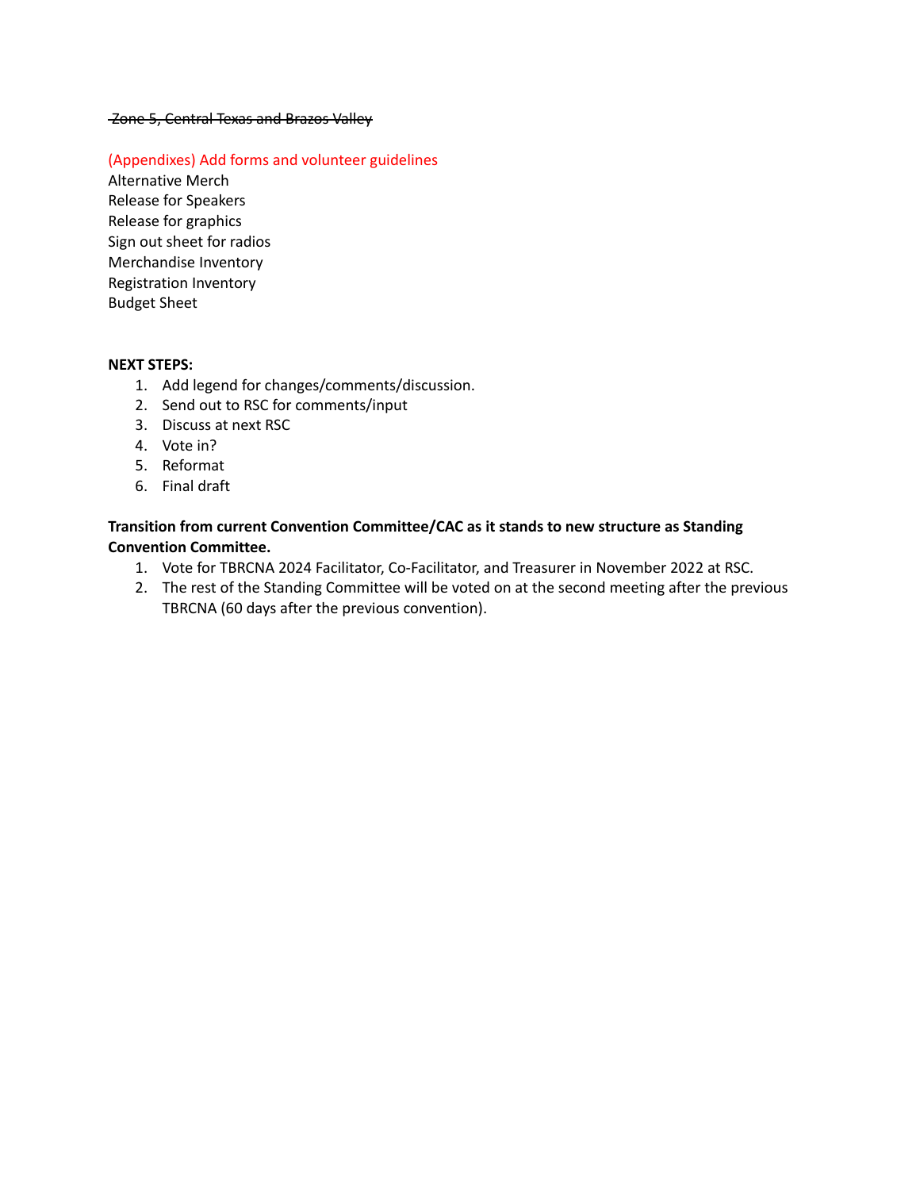~~Zone 5, Central Texas and Brazos Valley~~

(Appendixes) Add forms and volunteer guidelines
Alternative Merch
Release for Speakers
Release for graphics
Sign out sheet for radios
Merchandise Inventory
Registration Inventory
Budget Sheet

**NEXT STEPS:**

1. Add legend for changes/comments/discussion.
2. Send out to RSC for comments/input
3. Discuss at next RSC
4. Vote in?
5. Reformat
6. Final draft

**Transition from current Convention Committee/CAC as it stands to new structure as Standing Convention Committee.**

1. Vote for TBRCNA 2024 Facilitator, Co-Facilitator, and Treasurer in November 2022 at RSC.
2. The rest of the Standing Committee will be voted on at the second meeting after the previous TBRCNA (60 days after the previous convention).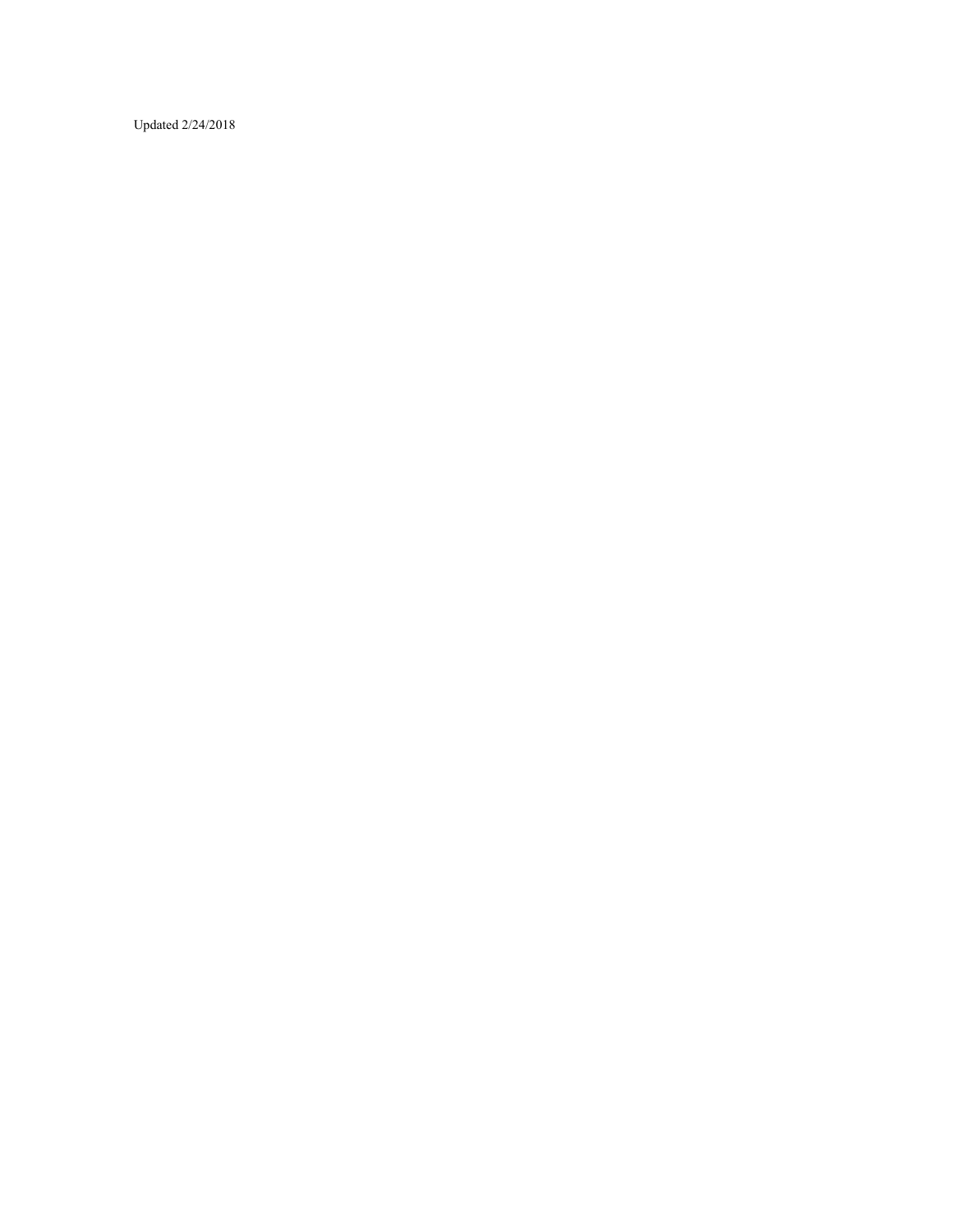Updated 2/24/2018